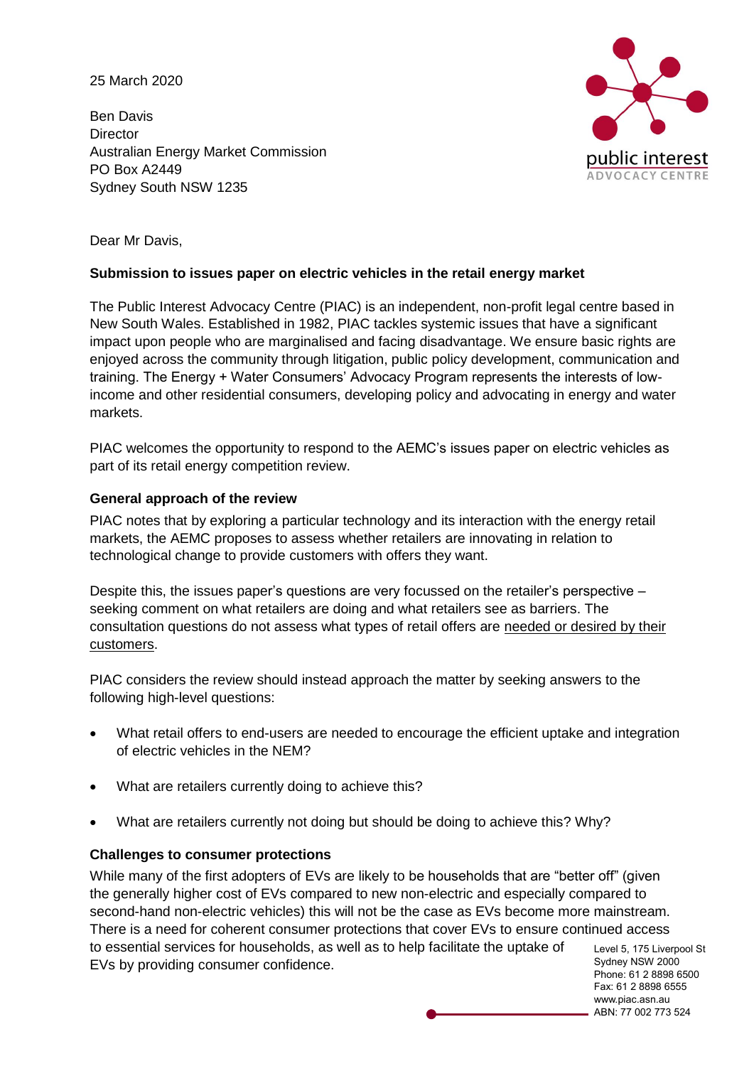25 March 2020

Ben Davis
Director
Australian Energy Market Commission
PO Box A2449
Sydney South NSW 1235

Dear Mr Davis,

**Submission to issues paper on electric vehicles in the retail energy market**

The Public Interest Advocacy Centre (PIAC) is an independent, non-profit legal centre based in New South Wales. Established in 1982, PIAC tackles systemic issues that have a significant impact upon people who are marginalised and facing disadvantage. We ensure basic rights are enjoyed across the community through litigation, public policy development, communication and training. The Energy + Water Consumers' Advocacy Program represents the interests of low-income and other residential consumers, developing policy and advocating in energy and water markets.

PIAC welcomes the opportunity to respond to the AEMC's issues paper on electric vehicles as part of its retail energy competition review.

**General approach of the review**

PIAC notes that by exploring a particular technology and its interaction with the energy retail markets, the AEMC proposes to assess whether retailers are innovating in relation to technological change to provide customers with offers they want.

Despite this, the issues paper's questions are very focussed on the retailer's perspective – seeking comment on what retailers are doing and what retailers see as barriers. The consultation questions do not assess what types of retail offers are <u>needed or desired by their customers</u>.

PIAC considers the review should instead approach the matter by seeking answers to the following high-level questions:

- What retail offers to end-users are needed to encourage the efficient uptake and integration of electric vehicles in the NEM?
- What are retailers currently doing to achieve this?
- What are retailers currently not doing but should be doing to achieve this? Why?

**Challenges to consumer protections**

While many of the first adopters of EVs are likely to be households that are "better off" (given the generally higher cost of EVs compared to new non-electric and especially compared to second-hand non-electric vehicles) this will not be the case as EVs become more mainstream. There is a need for coherent consumer protections that cover EVs to ensure continued access to essential services for households, as well as to help facilitate the uptake of EVs by providing consumer confidence.

Level 5, 175 Liverpool St
Sydney NSW 2000
Phone: 61 2 8898 6500
Fax: 61 2 8898 6555
www.piac.asn.au
ABN: 77 002 773 524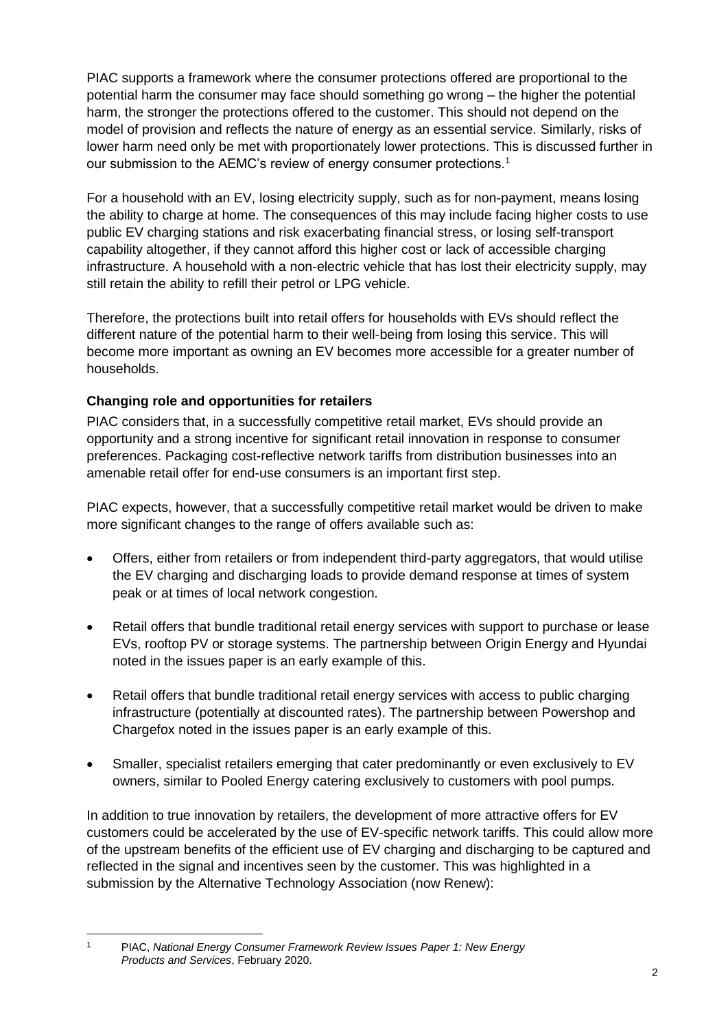PIAC supports a framework where the consumer protections offered are proportional to the potential harm the consumer may face should something go wrong – the higher the potential harm, the stronger the protections offered to the customer. This should not depend on the model of provision and reflects the nature of energy as an essential service. Similarly, risks of lower harm need only be met with proportionately lower protections. This is discussed further in our submission to the AEMC's review of energy consumer protections.[1]

For a household with an EV, losing electricity supply, such as for non-payment, means losing the ability to charge at home. The consequences of this may include facing higher costs to use public EV charging stations and risk exacerbating financial stress, or losing self-transport capability altogether, if they cannot afford this higher cost or lack of accessible charging infrastructure. A household with a non-electric vehicle that has lost their electricity supply, may still retain the ability to refill their petrol or LPG vehicle.

Therefore, the protections built into retail offers for households with EVs should reflect the different nature of the potential harm to their well-being from losing this service. This will become more important as owning an EV becomes more accessible for a greater number of households.

### Changing role and opportunities for retailers

PIAC considers that, in a successfully competitive retail market, EVs should provide an opportunity and a strong incentive for significant retail innovation in response to consumer preferences. Packaging cost-reflective network tariffs from distribution businesses into an amenable retail offer for end-use consumers is an important first step.

PIAC expects, however, that a successfully competitive retail market would be driven to make more significant changes to the range of offers available such as:

- Offers, either from retailers or from independent third-party aggregators, that would utilise the EV charging and discharging loads to provide demand response at times of system peak or at times of local network congestion.
- Retail offers that bundle traditional retail energy services with support to purchase or lease EVs, rooftop PV or storage systems. The partnership between Origin Energy and Hyundai noted in the issues paper is an early example of this.
- Retail offers that bundle traditional retail energy services with access to public charging infrastructure (potentially at discounted rates). The partnership between Powershop and Chargefox noted in the issues paper is an early example of this.
- Smaller, specialist retailers emerging that cater predominantly or even exclusively to EV owners, similar to Pooled Energy catering exclusively to customers with pool pumps.

In addition to true innovation by retailers, the development of more attractive offers for EV customers could be accelerated by the use of EV-specific network tariffs. This could allow more of the upstream benefits of the efficient use of EV charging and discharging to be captured and reflected in the signal and incentives seen by the customer. This was highlighted in a submission by the Alternative Technology Association (now Renew):

---

[1] PIAC, *National Energy Consumer Framework Review Issues Paper 1: New Energy Products and Services*, February 2020.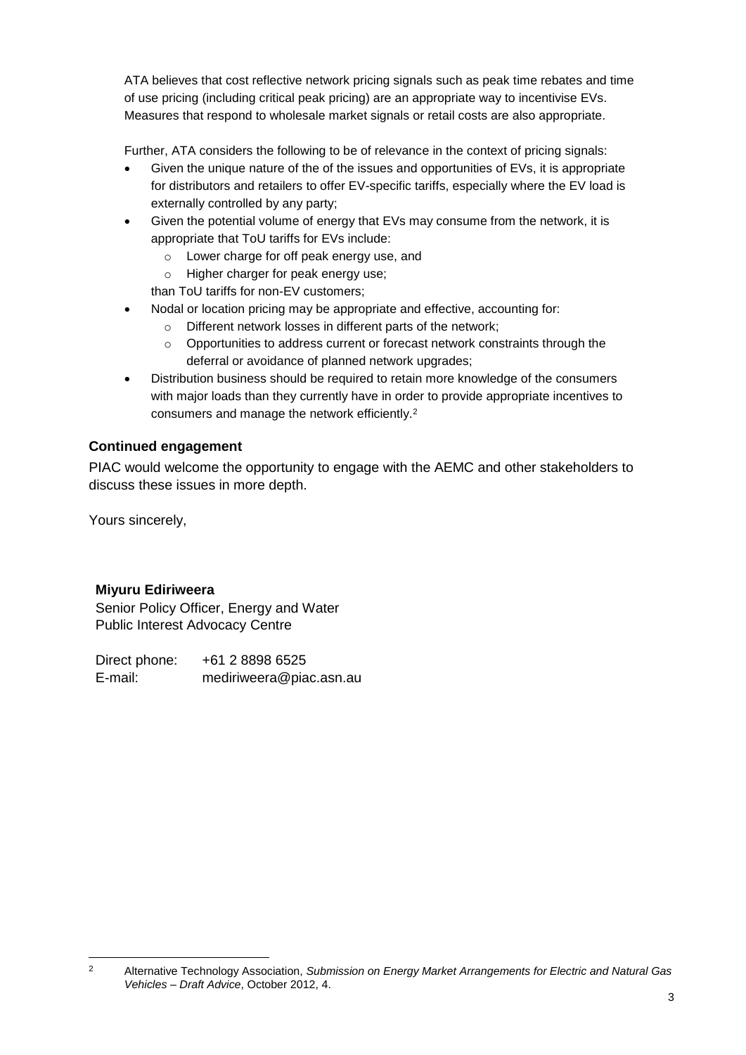ATA believes that cost reflective network pricing signals such as peak time rebates and time of use pricing (including critical peak pricing) are an appropriate way to incentivise EVs. Measures that respond to wholesale market signals or retail costs are also appropriate.

Further, ATA considers the following to be of relevance in the context of pricing signals:

- Given the unique nature of the of the issues and opportunities of EVs, it is appropriate for distributors and retailers to offer EV-specific tariffs, especially where the EV load is externally controlled by any party;
- Given the potential volume of energy that EVs may consume from the network, it is appropriate that ToU tariffs for EVs include:
  - Lower charge for off peak energy use, and
  - Higher charger for peak energy use;

  than ToU tariffs for non-EV customers;
- Nodal or location pricing may be appropriate and effective, accounting for:
  - Different network losses in different parts of the network;
  - Opportunities to address current or forecast network constraints through the deferral or avoidance of planned network upgrades;
- Distribution business should be required to retain more knowledge of the consumers with major loads than they currently have in order to provide appropriate incentives to consumers and manage the network efficiently.[2]

### Continued engagement

PIAC would welcome the opportunity to engage with the AEMC and other stakeholders to discuss these issues in more depth.

Yours sincerely,

**Miyuru Ediriweera**
Senior Policy Officer, Energy and Water
Public Interest Advocacy Centre

Direct phone: +61 2 8898 6525
E-mail: mediriweera@piac.asn.au

---

[2] Alternative Technology Association, *Submission on Energy Market Arrangements for Electric and Natural Gas Vehicles – Draft Advice*, October 2012, 4.